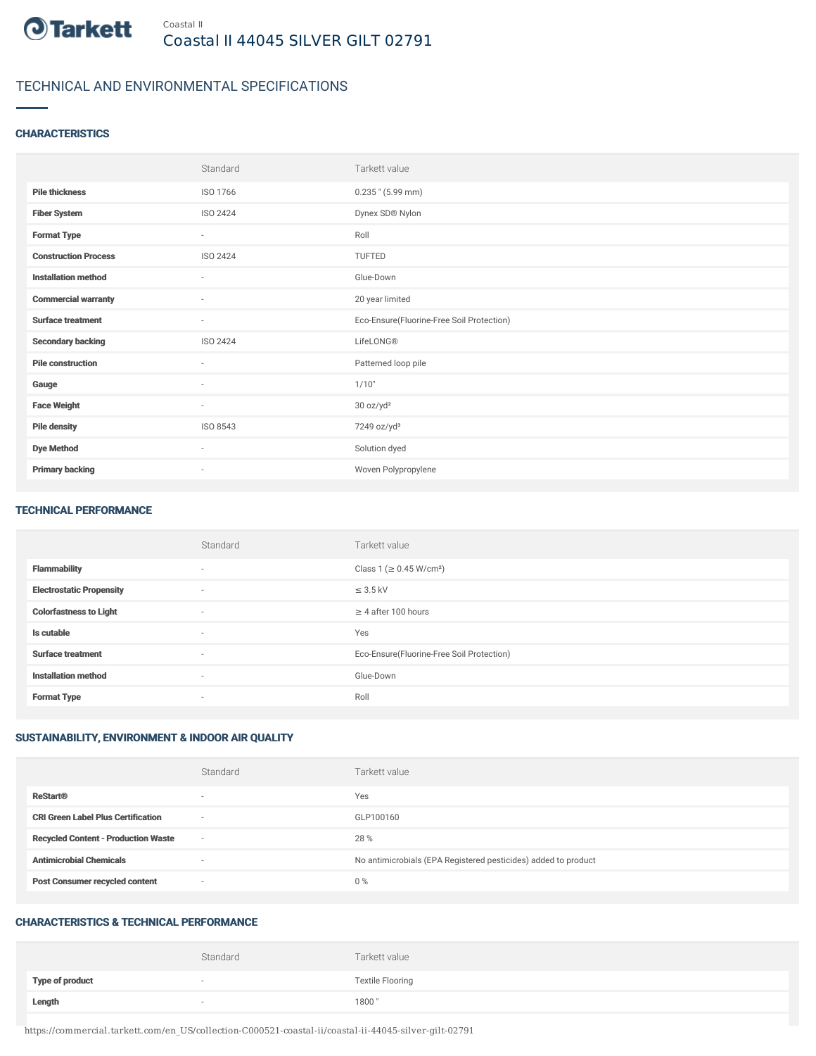Tarkett

Coastal II

# Coastal II 44045 SILVER GILT 02791

## TECHNICAL AND ENVIRONMENTAL SPECIFICATIONS

### CHARACTERISTICS

| | Standard | Tarkett value |
|---|---|---|
| **Pile thickness** | ISO 1766 | 0.235 " (5.99 mm) |
| **Fiber System** | ISO 2424 | Dynex SD® Nylon |
| **Format Type** | - | Roll |
| **Construction Process** | ISO 2424 | TUFTED |
| **Installation method** | - | Glue-Down |
| **Commercial warranty** | - | 20 year limited |
| **Surface treatment** | - | Eco-Ensure(Fluorine-Free Soil Protection) |
| **Secondary backing** | ISO 2424 | LifeLONG® |
| **Pile construction** | - | Patterned loop pile |
| **Gauge** | - | 1/10" |
| **Face Weight** | - | 30 oz/yd² |
| **Pile density** | ISO 8543 | 7249 oz/yd³ |
| **Dye Method** | - | Solution dyed |
| **Primary backing** | - | Woven Polypropylene |

### TECHNICAL PERFORMANCE

| | Standard | Tarkett value |
|---|---|---|
| **Flammability** | - | Class 1 (≥ 0.45 W/cm²) |
| **Electrostatic Propensity** | - | ≤ 3.5 kV |
| **Colorfastness to Light** | - | ≥ 4 after 100 hours |
| **Is cutable** | - | Yes |
| **Surface treatment** | - | Eco-Ensure(Fluorine-Free Soil Protection) |
| **Installation method** | - | Glue-Down |
| **Format Type** | - | Roll |

### SUSTAINABILITY, ENVIRONMENT & INDOOR AIR QUALITY

| | Standard | Tarkett value |
|---|---|---|
| **ReStart®** | - | Yes |
| **CRI Green Label Plus Certification** | - | GLP100160 |
| **Recycled Content - Production Waste** | - | 28 % |
| **Antimicrobial Chemicals** | - | No antimicrobials (EPA Registered pesticides) added to product |
| **Post Consumer recycled content** | - | 0 % |

### CHARACTERISTICS & TECHNICAL PERFORMANCE

| | Standard | Tarkett value |
|---|---|---|
| **Type of product** | - | Textile Flooring |
| **Length** | - | 1800 " |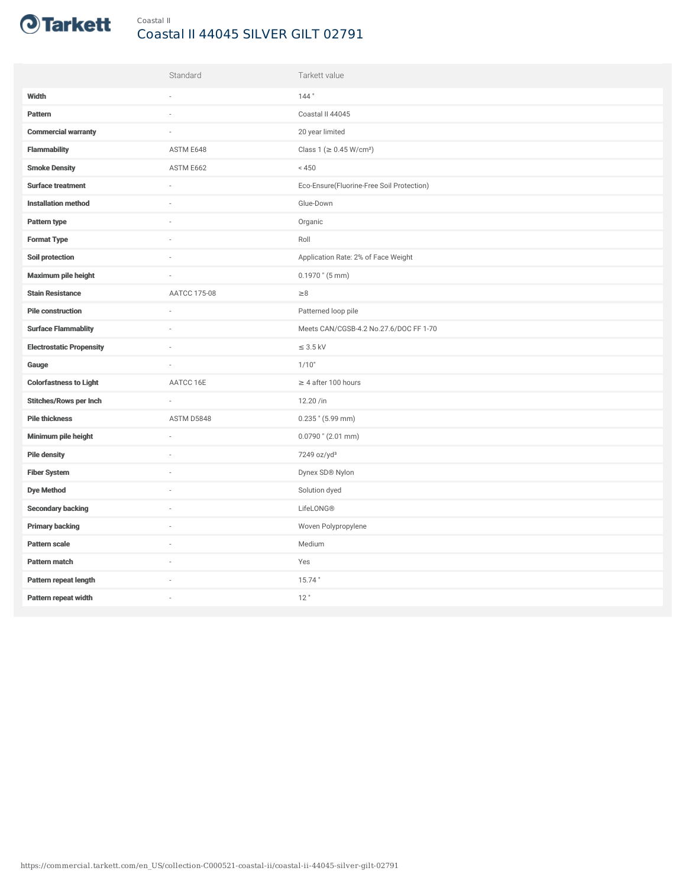Coastal II

# Coastal II 44045 SILVER GILT 02791

| | Standard | Tarkett value |
|---|---|---|
| **Width** | - | 144 " |
| **Pattern** | - | Coastal II 44045 |
| **Commercial warranty** | - | 20 year limited |
| **Flammability** | ASTM E648 | Class 1 (≥ 0.45 W/cm²) |
| **Smoke Density** | ASTM E662 | < 450 |
| **Surface treatment** | - | Eco-Ensure(Fluorine-Free Soil Protection) |
| **Installation method** | - | Glue-Down |
| **Pattern type** | - | Organic |
| **Format Type** | - | Roll |
| **Soil protection** | - | Application Rate: 2% of Face Weight |
| **Maximum pile height** | - | 0.1970 " (5 mm) |
| **Stain Resistance** | AATCC 175-08 | ≥8 |
| **Pile construction** | - | Patterned loop pile |
| **Surface Flammablity** | - | Meets CAN/CGSB-4.2 No.27.6/DOC FF 1-70 |
| **Electrostatic Propensity** | - | ≤ 3.5 kV |
| **Gauge** | - | 1/10" |
| **Colorfastness to Light** | AATCC 16E | ≥ 4 after 100 hours |
| **Stitches/Rows per Inch** | - | 12.20 /in |
| **Pile thickness** | ASTM D5848 | 0.235 " (5.99 mm) |
| **Minimum pile height** | - | 0.0790 " (2.01 mm) |
| **Pile density** | - | 7249 oz/yd³ |
| **Fiber System** | - | Dynex SD® Nylon |
| **Dye Method** | - | Solution dyed |
| **Secondary backing** | - | LifeLONG® |
| **Primary backing** | - | Woven Polypropylene |
| **Pattern scale** | - | Medium |
| **Pattern match** | - | Yes |
| **Pattern repeat length** | - | 15.74 " |
| **Pattern repeat width** | - | 12 " |